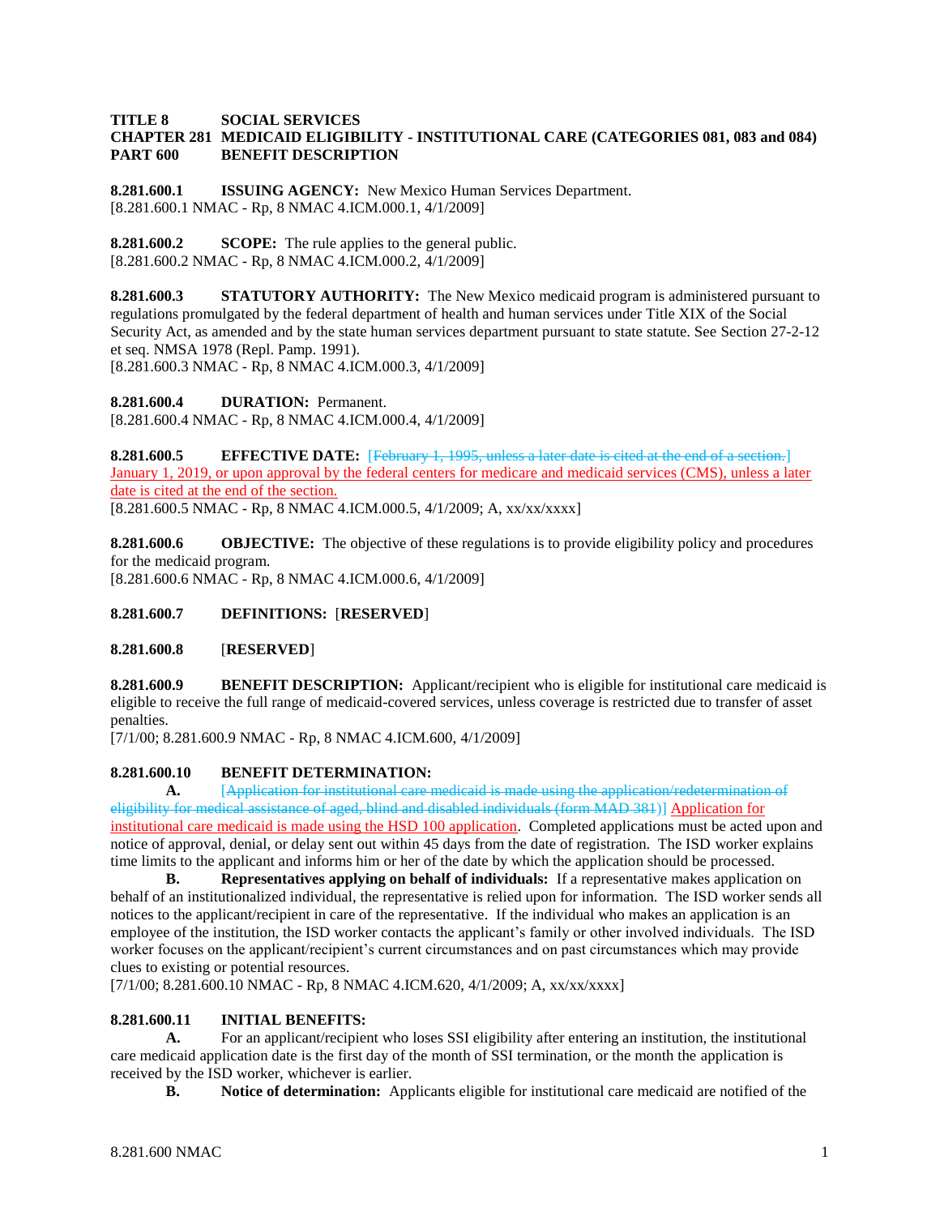**TITLE 8 SOCIAL SERVICES**
**CHAPTER 281 MEDICAID ELIGIBILITY - INSTITUTIONAL CARE (CATEGORIES 081, 083 and 084)**
**PART 600 BENEFIT DESCRIPTION**

**8.281.600.1 ISSUING AGENCY:** New Mexico Human Services Department.
[8.281.600.1 NMAC - Rp, 8 NMAC 4.ICM.000.1, 4/1/2009]

**8.281.600.2 SCOPE:** The rule applies to the general public.
[8.281.600.2 NMAC - Rp, 8 NMAC 4.ICM.000.2, 4/1/2009]

**8.281.600.3 STATUTORY AUTHORITY:** The New Mexico medicaid program is administered pursuant to regulations promulgated by the federal department of health and human services under Title XIX of the Social Security Act, as amended and by the state human services department pursuant to state statute. See Section 27-2-12 et seq. NMSA 1978 (Repl. Pamp. 1991).
[8.281.600.3 NMAC - Rp, 8 NMAC 4.ICM.000.3, 4/1/2009]

**8.281.600.4 DURATION:** Permanent.
[8.281.600.4 NMAC - Rp, 8 NMAC 4.ICM.000.4, 4/1/2009]

**8.281.600.5 EFFECTIVE DATE:** [~~February 1, 1995, unless a later date is cited at the end of a section.~~] January 1, 2019, or upon approval by the federal centers for medicare and medicaid services (CMS), unless a later date is cited at the end of the section.
[8.281.600.5 NMAC - Rp, 8 NMAC 4.ICM.000.5, 4/1/2009; A, xx/xx/xxxx]

**8.281.600.6 OBJECTIVE:** The objective of these regulations is to provide eligibility policy and procedures for the medicaid program.
[8.281.600.6 NMAC - Rp, 8 NMAC 4.ICM.000.6, 4/1/2009]

**8.281.600.7 DEFINITIONS:** [**RESERVED**]

**8.281.600.8** [**RESERVED**]

**8.281.600.9 BENEFIT DESCRIPTION:** Applicant/recipient who is eligible for institutional care medicaid is eligible to receive the full range of medicaid-covered services, unless coverage is restricted due to transfer of asset penalties.
[7/1/00; 8.281.600.9 NMAC - Rp, 8 NMAC 4.ICM.600, 4/1/2009]

**8.281.600.10 BENEFIT DETERMINATION:**

**A.** [~~Application for institutional care medicaid is made using the application/redetermination of eligibility for medical assistance of aged, blind and disabled individuals (form MAD 381)~~] Application for institutional care medicaid is made using the HSD 100 application. Completed applications must be acted upon and notice of approval, denial, or delay sent out within 45 days from the date of registration. The ISD worker explains time limits to the applicant and informs him or her of the date by which the application should be processed.

**B. Representatives applying on behalf of individuals:** If a representative makes application on behalf of an institutionalized individual, the representative is relied upon for information. The ISD worker sends all notices to the applicant/recipient in care of the representative. If the individual who makes an application is an employee of the institution, the ISD worker contacts the applicant's family or other involved individuals. The ISD worker focuses on the applicant/recipient's current circumstances and on past circumstances which may provide clues to existing or potential resources.
[7/1/00; 8.281.600.10 NMAC - Rp, 8 NMAC 4.ICM.620, 4/1/2009; A, xx/xx/xxxx]

**8.281.600.11 INITIAL BENEFITS:**

**A.** For an applicant/recipient who loses SSI eligibility after entering an institution, the institutional care medicaid application date is the first day of the month of SSI termination, or the month the application is received by the ISD worker, whichever is earlier.

**B. Notice of determination:** Applicants eligible for institutional care medicaid are notified of the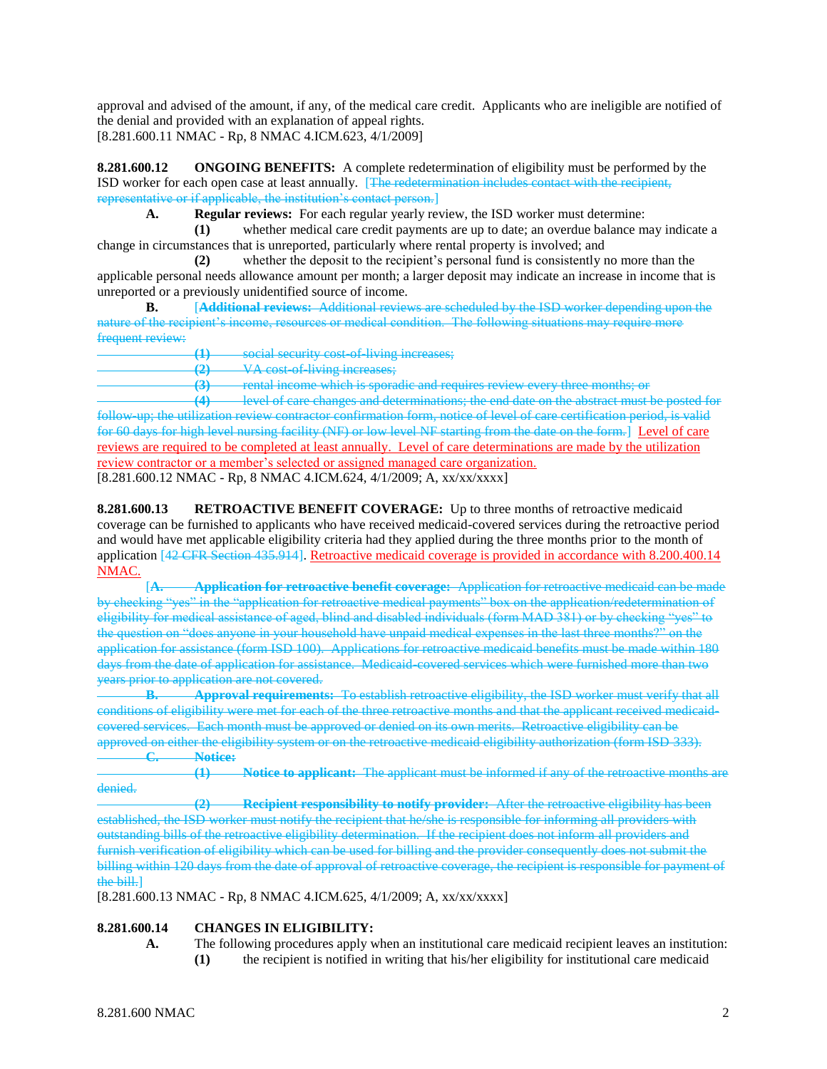approval and advised of the amount, if any, of the medical care credit. Applicants who are ineligible are notified of the denial and provided with an explanation of appeal rights.
[8.281.600.11 NMAC - Rp, 8 NMAC 4.ICM.623, 4/1/2009]

**8.281.600.12 ONGOING BENEFITS:** A complete redetermination of eligibility must be performed by the ISD worker for each open case at least annually. [~~The redetermination includes contact with the recipient, representative or if applicable, the institution's contact person.~~]

**A. Regular reviews:** For each regular yearly review, the ISD worker must determine:

**(1)** whether medical care credit payments are up to date; an overdue balance may indicate a change in circumstances that is unreported, particularly where rental property is involved; and

**(2)** whether the deposit to the recipient's personal fund is consistently no more than the applicable personal needs allowance amount per month; a larger deposit may indicate an increase in income that is unreported or a previously unidentified source of income.

**B.** [~~**Additional reviews:** Additional reviews are scheduled by the ISD worker depending upon the nature of the recipient's income, resources or medical condition. The following situations may require more frequent review:~~

~~**(1)** social security cost-of-living increases;~~

~~**(2)** VA cost-of-living increases;~~

~~**(3)** rental income which is sporadic and requires review every three months; or~~

~~**(4)** level of care changes and determinations; the end date on the abstract must be posted for follow-up; the utilization review contractor confirmation form, notice of level of care certification period, is valid for 60 days for high level nursing facility (NF) or low level NF starting from the date on the form.~~] Level of care reviews are required to be completed at least annually. Level of care determinations are made by the utilization review contractor or a member's selected or assigned managed care organization.
[8.281.600.12 NMAC - Rp, 8 NMAC 4.ICM.624, 4/1/2009; A, xx/xx/xxxx]

**8.281.600.13 RETROACTIVE BENEFIT COVERAGE:** Up to three months of retroactive medicaid coverage can be furnished to applicants who have received medicaid-covered services during the retroactive period and would have met applicable eligibility criteria had they applied during the three months prior to the month of application [~~42 CFR Section 435.914~~]. Retroactive medicaid coverage is provided in accordance with 8.200.400.14 NMAC.

[~~**A. Application for retroactive benefit coverage:** Application for retroactive medicaid can be made by checking "yes" in the "application for retroactive medical payments" box on the application/redetermination of eligibility for medical assistance of aged, blind and disabled individuals (form MAD 381) or by checking "yes" to the question on "does anyone in your household have unpaid medical expenses in the last three months?" on the application for assistance (form ISD 100). Applications for retroactive medicaid benefits must be made within 180 days from the date of application for assistance. Medicaid-covered services which were furnished more than two years prior to application are not covered.~~

~~**B. Approval requirements:** To establish retroactive eligibility, the ISD worker must verify that all conditions of eligibility were met for each of the three retroactive months and that the applicant received medicaid-covered services. Each month must be approved or denied on its own merits. Retroactive eligibility can be approved on either the eligibility system or on the retroactive medicaid eligibility authorization (form ISD 333).~~

~~**C. Notice:**~~

~~**(1) Notice to applicant:** The applicant must be informed if any of the retroactive months are denied.~~

~~**(2) Recipient responsibility to notify provider:** After the retroactive eligibility has been established, the ISD worker must notify the recipient that he/she is responsible for informing all providers with outstanding bills of the retroactive eligibility determination. If the recipient does not inform all providers and furnish verification of eligibility which can be used for billing and the provider consequently does not submit the billing within 120 days from the date of approval of retroactive coverage, the recipient is responsible for payment of the bill.~~]
[8.281.600.13 NMAC - Rp, 8 NMAC 4.ICM.625, 4/1/2009; A, xx/xx/xxxx]

**8.281.600.14 CHANGES IN ELIGIBILITY:**

**A.** The following procedures apply when an institutional care medicaid recipient leaves an institution:

**(1)** the recipient is notified in writing that his/her eligibility for institutional care medicaid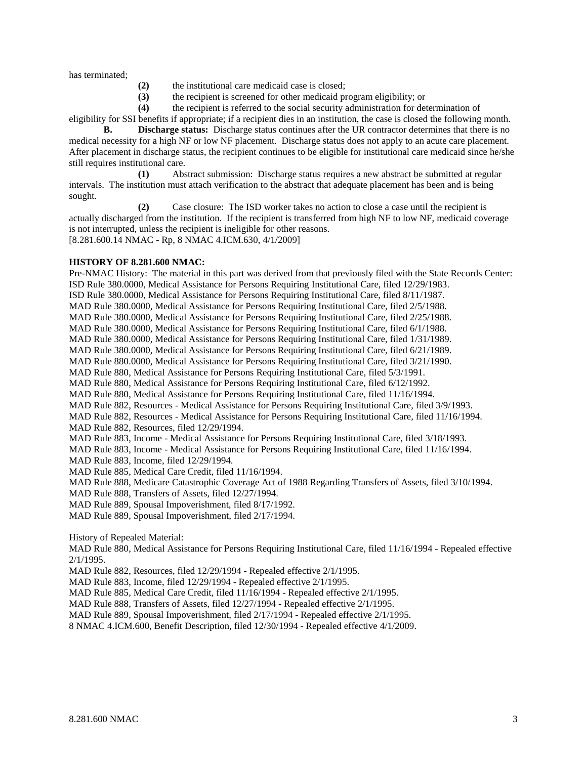has terminated;

**(2)** the institutional care medicaid case is closed;

**(3)** the recipient is screened for other medicaid program eligibility; or

**(4)** the recipient is referred to the social security administration for determination of eligibility for SSI benefits if appropriate; if a recipient dies in an institution, the case is closed the following month.

**B. Discharge status:** Discharge status continues after the UR contractor determines that there is no medical necessity for a high NF or low NF placement. Discharge status does not apply to an acute care placement. After placement in discharge status, the recipient continues to be eligible for institutional care medicaid since he/she still requires institutional care.

**(1)** Abstract submission: Discharge status requires a new abstract be submitted at regular intervals. The institution must attach verification to the abstract that adequate placement has been and is being sought.

**(2)** Case closure: The ISD worker takes no action to close a case until the recipient is actually discharged from the institution. If the recipient is transferred from high NF to low NF, medicaid coverage is not interrupted, unless the recipient is ineligible for other reasons.

[8.281.600.14 NMAC - Rp, 8 NMAC 4.ICM.630, 4/1/2009]

**HISTORY OF 8.281.600 NMAC:**

Pre-NMAC History: The material in this part was derived from that previously filed with the State Records Center:
ISD Rule 380.0000, Medical Assistance for Persons Requiring Institutional Care, filed 12/29/1983.
ISD Rule 380.0000, Medical Assistance for Persons Requiring Institutional Care, filed 8/11/1987.
MAD Rule 380.0000, Medical Assistance for Persons Requiring Institutional Care, filed 2/5/1988.
MAD Rule 380.0000, Medical Assistance for Persons Requiring Institutional Care, filed 2/25/1988.
MAD Rule 380.0000, Medical Assistance for Persons Requiring Institutional Care, filed 6/1/1988.
MAD Rule 380.0000, Medical Assistance for Persons Requiring Institutional Care, filed 1/31/1989.
MAD Rule 380.0000, Medical Assistance for Persons Requiring Institutional Care, filed 6/21/1989.
MAD Rule 880.0000, Medical Assistance for Persons Requiring Institutional Care, filed 3/21/1990.
MAD Rule 880, Medical Assistance for Persons Requiring Institutional Care, filed 5/3/1991.
MAD Rule 880, Medical Assistance for Persons Requiring Institutional Care, filed 6/12/1992.
MAD Rule 880, Medical Assistance for Persons Requiring Institutional Care, filed 11/16/1994.
MAD Rule 882, Resources - Medical Assistance for Persons Requiring Institutional Care, filed 3/9/1993.
MAD Rule 882, Resources - Medical Assistance for Persons Requiring Institutional Care, filed 11/16/1994.
MAD Rule 882, Resources, filed 12/29/1994.
MAD Rule 883, Income - Medical Assistance for Persons Requiring Institutional Care, filed 3/18/1993.
MAD Rule 883, Income - Medical Assistance for Persons Requiring Institutional Care, filed 11/16/1994.
MAD Rule 883, Income, filed 12/29/1994.
MAD Rule 885, Medical Care Credit, filed 11/16/1994.
MAD Rule 888, Medicare Catastrophic Coverage Act of 1988 Regarding Transfers of Assets, filed 3/10/1994.
MAD Rule 888, Transfers of Assets, filed 12/27/1994.
MAD Rule 889, Spousal Impoverishment, filed 8/17/1992.
MAD Rule 889, Spousal Impoverishment, filed 2/17/1994.

History of Repealed Material:
MAD Rule 880, Medical Assistance for Persons Requiring Institutional Care, filed 11/16/1994 - Repealed effective 2/1/1995.
MAD Rule 882, Resources, filed 12/29/1994 - Repealed effective 2/1/1995.
MAD Rule 883, Income, filed 12/29/1994 - Repealed effective 2/1/1995.
MAD Rule 885, Medical Care Credit, filed 11/16/1994 - Repealed effective 2/1/1995.
MAD Rule 888, Transfers of Assets, filed 12/27/1994 - Repealed effective 2/1/1995.
MAD Rule 889, Spousal Impoverishment, filed 2/17/1994 - Repealed effective 2/1/1995.
8 NMAC 4.ICM.600, Benefit Description, filed 12/30/1994 - Repealed effective 4/1/2009.